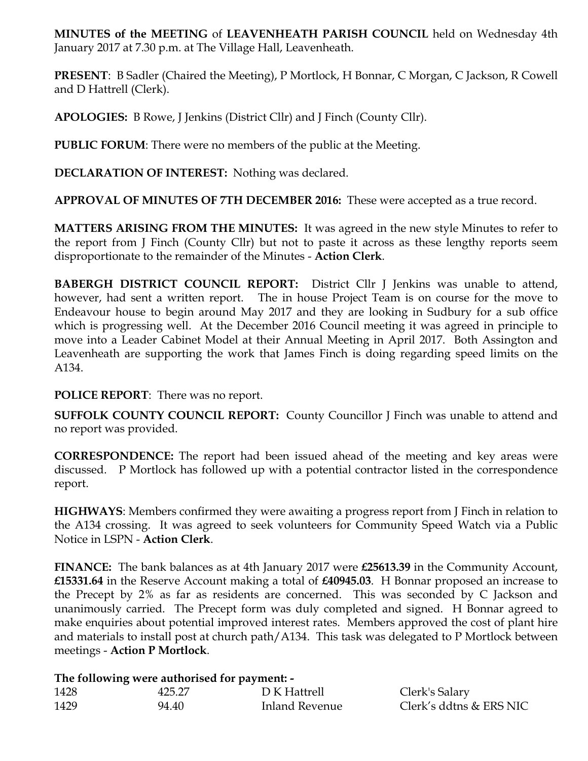**MINUTES of the MEETING** of **LEAVENHEATH PARISH COUNCIL** held on Wednesday 4th January 2017 at 7.30 p.m. at The Village Hall, Leavenheath.

**PRESENT**: B Sadler (Chaired the Meeting), P Mortlock, H Bonnar, C Morgan, C Jackson, R Cowell and D Hattrell (Clerk).

**APOLOGIES:** B Rowe, J Jenkins (District Cllr) and J Finch (County Cllr).

**PUBLIC FORUM**: There were no members of the public at the Meeting.

**DECLARATION OF INTEREST:** Nothing was declared.

**APPROVAL OF MINUTES OF 7TH DECEMBER 2016:** These were accepted as a true record.

**MATTERS ARISING FROM THE MINUTES:** It was agreed in the new style Minutes to refer to the report from J Finch (County Cllr) but not to paste it across as these lengthy reports seem disproportionate to the remainder of the Minutes - **Action Clerk**.

**BABERGH DISTRICT COUNCIL REPORT:** District Cllr J Jenkins was unable to attend, however, had sent a written report. The in house Project Team is on course for the move to Endeavour house to begin around May 2017 and they are looking in Sudbury for a sub office which is progressing well. At the December 2016 Council meeting it was agreed in principle to move into a Leader Cabinet Model at their Annual Meeting in April 2017. Both Assington and Leavenheath are supporting the work that James Finch is doing regarding speed limits on the A134.

**POLICE REPORT**: There was no report.

**SUFFOLK COUNTY COUNCIL REPORT:** County Councillor J Finch was unable to attend and no report was provided.

**CORRESPONDENCE:** The report had been issued ahead of the meeting and key areas were discussed. P Mortlock has followed up with a potential contractor listed in the correspondence report.

**HIGHWAYS**: Members confirmed they were awaiting a progress report from J Finch in relation to the A134 crossing. It was agreed to seek volunteers for Community Speed Watch via a Public Notice in LSPN - **Action Clerk**.

**FINANCE:** The bank balances as at 4th January 2017 were **£25613.39** in the Community Account, **£15331.64** in the Reserve Account making a total of **£40945.03**. H Bonnar proposed an increase to the Precept by 2% as far as residents are concerned. This was seconded by C Jackson and unanimously carried. The Precept form was duly completed and signed. H Bonnar agreed to make enquiries about potential improved interest rates. Members approved the cost of plant hire and materials to install post at church path/A134. This task was delegated to P Mortlock between meetings - **Action P Mortlock**.

**The following were authorised for payment: -**

| | | | |
|---|---|---|---|
| 1428 | 425.27 | D K Hattrell | Clerk's Salary |
| 1429 | 94.40 | Inland Revenue | Clerk's ddtns & ERS NIC |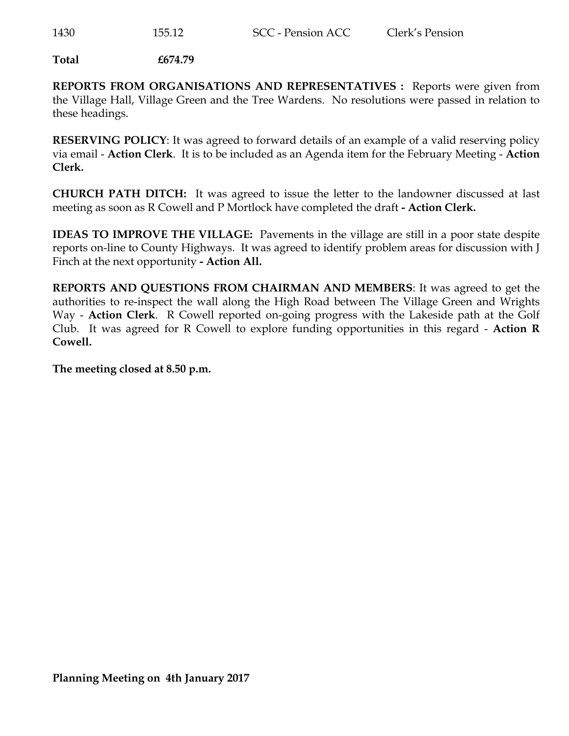| 1430 | 155.12 | SCC - Pension ACC | Clerk's Pension |
|---|---|---|---|

**Total £674.79**

**REPORTS FROM ORGANISATIONS AND REPRESENTATIVES :** Reports were given from the Village Hall, Village Green and the Tree Wardens. No resolutions were passed in relation to these headings.

**RESERVING POLICY**: It was agreed to forward details of an example of a valid reserving policy via email - **Action Clerk**. It is to be included as an Agenda item for the February Meeting - **Action Clerk.**

**CHURCH PATH DITCH:** It was agreed to issue the letter to the landowner discussed at last meeting as soon as R Cowell and P Mortlock have completed the draft **- Action Clerk.**

**IDEAS TO IMPROVE THE VILLAGE:** Pavements in the village are still in a poor state despite reports on-line to County Highways. It was agreed to identify problem areas for discussion with J Finch at the next opportunity **- Action All.**

**REPORTS AND QUESTIONS FROM CHAIRMAN AND MEMBERS**: It was agreed to get the authorities to re-inspect the wall along the High Road between The Village Green and Wrights Way - **Action Clerk**. R Cowell reported on-going progress with the Lakeside path at the Golf Club. It was agreed for R Cowell to explore funding opportunities in this regard - **Action R Cowell.**

**The meeting closed at 8.50 p.m.**

**Planning Meeting on 4th January 2017**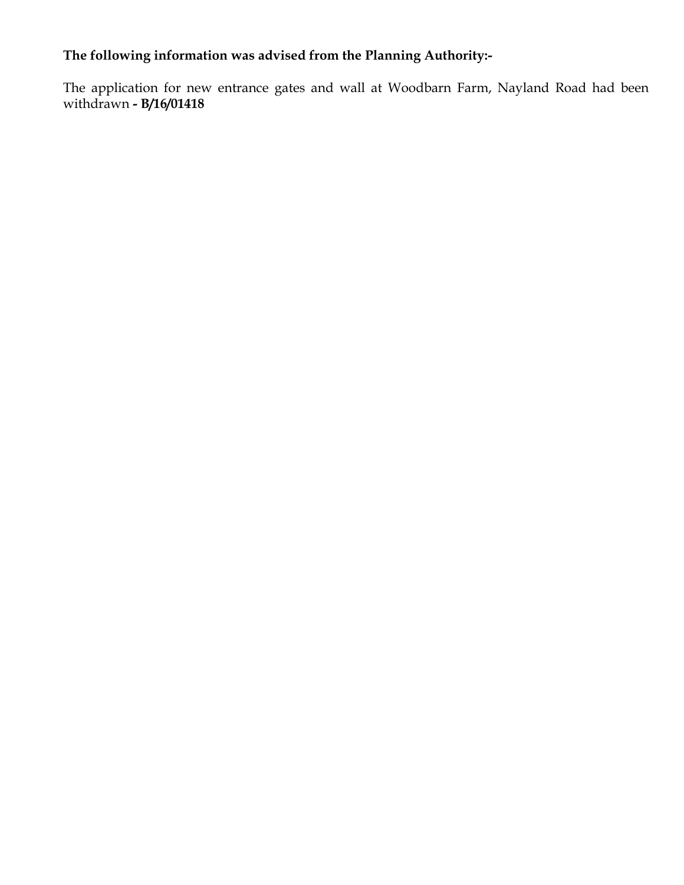**The following information was advised from the Planning Authority:-**

The application for new entrance gates and wall at Woodbarn Farm, Nayland Road had been withdrawn **- B/16/01418**